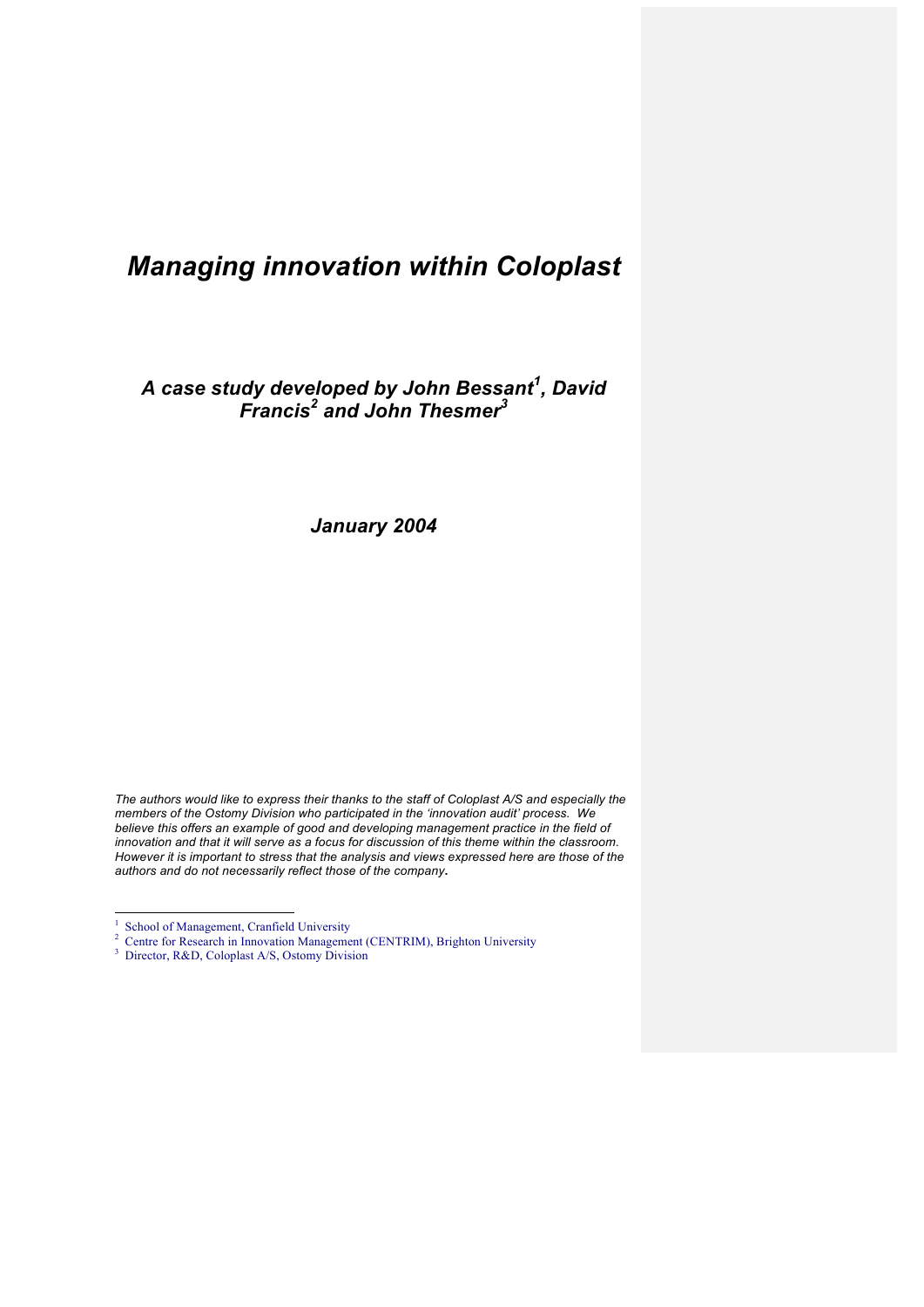# *Managing innovation within Coloplast*

## *A case study developed by John Bessant[1], David Francis[2] and John Thesmer[3]*

***January 2004***

*The authors would like to express their thanks to the staff of Coloplast A/S and especially the members of the Ostomy Division who participated in the 'innovation audit' process. We believe this offers an example of good and developing management practice in the field of innovation and that it will serve as a focus for discussion of this theme within the classroom. However it is important to stress that the analysis and views expressed here are those of the authors and do not necessarily reflect those of the company.*

---

[1] School of Management, Cranfield University

[2] Centre for Research in Innovation Management (CENTRIM), Brighton University

[3] Director, R&D, Coloplast A/S, Ostomy Division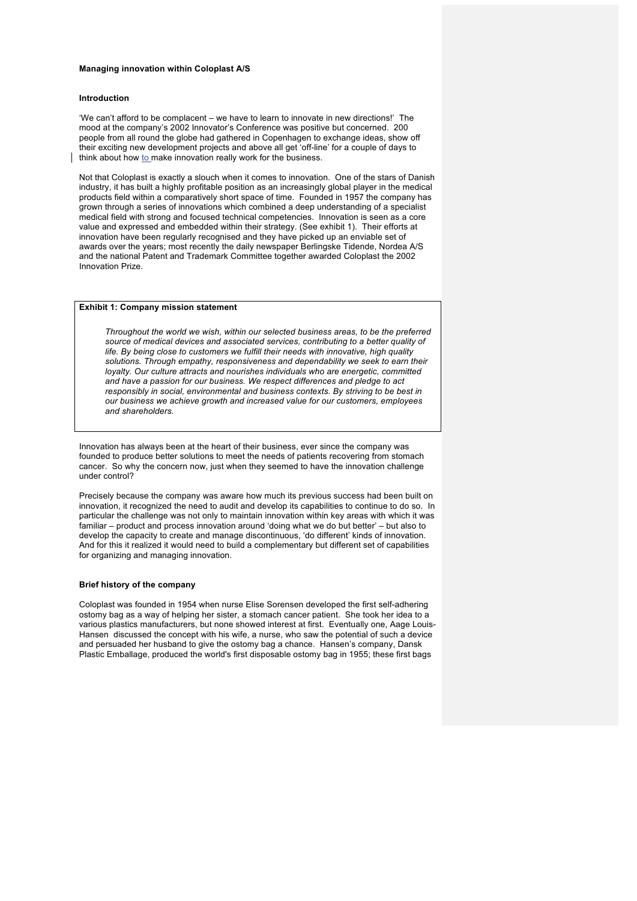**Managing innovation within Coloplast A/S**

**Introduction**

'We can't afford to be complacent – we have to learn to innovate in new directions!' The mood at the company's 2002 Innovator's Conference was positive but concerned. 200 people from all round the globe had gathered in Copenhagen to exchange ideas, show off their exciting new development projects and above all get 'off-line' for a couple of days to think about how to make innovation really work for the business.

Not that Coloplast is exactly a slouch when it comes to innovation. One of the stars of Danish industry, it has built a highly profitable position as an increasingly global player in the medical products field within a comparatively short space of time. Founded in 1957 the company has grown through a series of innovations which combined a deep understanding of a specialist medical field with strong and focused technical competencies. Innovation is seen as a core value and expressed and embedded within their strategy. (See exhibit 1). Their efforts at innovation have been regularly recognised and they have picked up an enviable set of awards over the years; most recently the daily newspaper Berlingske Tidende, Nordea A/S and the national Patent and Trademark Committee together awarded Coloplast the 2002 Innovation Prize.

**Exhibit 1: Company mission statement**

*Throughout the world we wish, within our selected business areas, to be the preferred source of medical devices and associated services, contributing to a better quality of life. By being close to customers we fulfill their needs with innovative, high quality solutions. Through empathy, responsiveness and dependability we seek to earn their loyalty. Our culture attracts and nourishes individuals who are energetic, committed and have a passion for our business. We respect differences and pledge to act responsibly in social, environmental and business contexts. By striving to be best in our business we achieve growth and increased value for our customers, employees and shareholders.*

Innovation has always been at the heart of their business, ever since the company was founded to produce better solutions to meet the needs of patients recovering from stomach cancer. So why the concern now, just when they seemed to have the innovation challenge under control?

Precisely because the company was aware how much its previous success had been built on innovation, it recognized the need to audit and develop its capabilities to continue to do so. In particular the challenge was not only to maintain innovation within key areas with which it was familiar – product and process innovation around 'doing what we do but better' – but also to develop the capacity to create and manage discontinuous, 'do different' kinds of innovation. And for this it realized it would need to build a complementary but different set of capabilities for organizing and managing innovation.

**Brief history of the company**

Coloplast was founded in 1954 when nurse Elise Sorensen developed the first self-adhering ostomy bag as a way of helping her sister, a stomach cancer patient. She took her idea to a various plastics manufacturers, but none showed interest at first. Eventually one, Aage Louis-Hansen discussed the concept with his wife, a nurse, who saw the potential of such a device and persuaded her husband to give the ostomy bag a chance. Hansen's company, Dansk Plastic Emballage, produced the world's first disposable ostomy bag in 1955; these first bags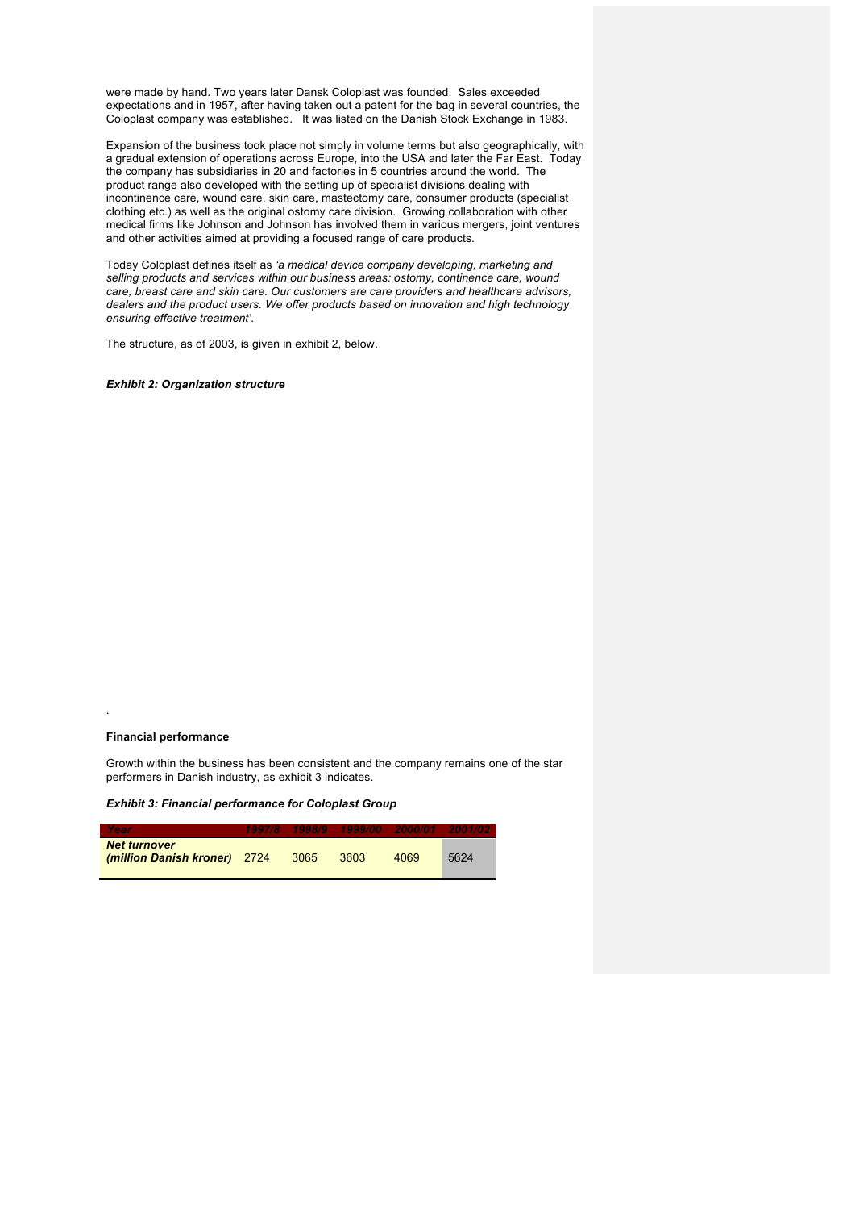were made by hand. Two years later Dansk Coloplast was founded. Sales exceeded expectations and in 1957, after having taken out a patent for the bag in several countries, the Coloplast company was established. It was listed on the Danish Stock Exchange in 1983.

Expansion of the business took place not simply in volume terms but also geographically, with a gradual extension of operations across Europe, into the USA and later the Far East. Today the company has subsidiaries in 20 and factories in 5 countries around the world. The product range also developed with the setting up of specialist divisions dealing with incontinence care, wound care, skin care, mastectomy care, consumer products (specialist clothing etc.) as well as the original ostomy care division. Growing collaboration with other medical firms like Johnson and Johnson has involved them in various mergers, joint ventures and other activities aimed at providing a focused range of care products.

Today Coloplast defines itself as *'a medical device company developing, marketing and selling products and services within our business areas: ostomy, continence care, wound care, breast care and skin care. Our customers are care providers and healthcare advisors, dealers and the product users. We offer products based on innovation and high technology ensuring effective treatment'.*

The structure, as of 2003, is given in exhibit 2, below.

***Exhibit 2: Organization structure***

.

**Financial performance**

Growth within the business has been consistent and the company remains one of the star performers in Danish industry, as exhibit 3 indicates.

***Exhibit 3: Financial performance for Coloplast Group***

| *Year* | *1997/8* | *1998/9* | *1999/00* | *2000/01* | *2001/02* |
|---|---|---|---|---|---|
| ***Net turnover (million Danish kroner)*** | 2724 | 3065 | 3603 | 4069 | 5624 |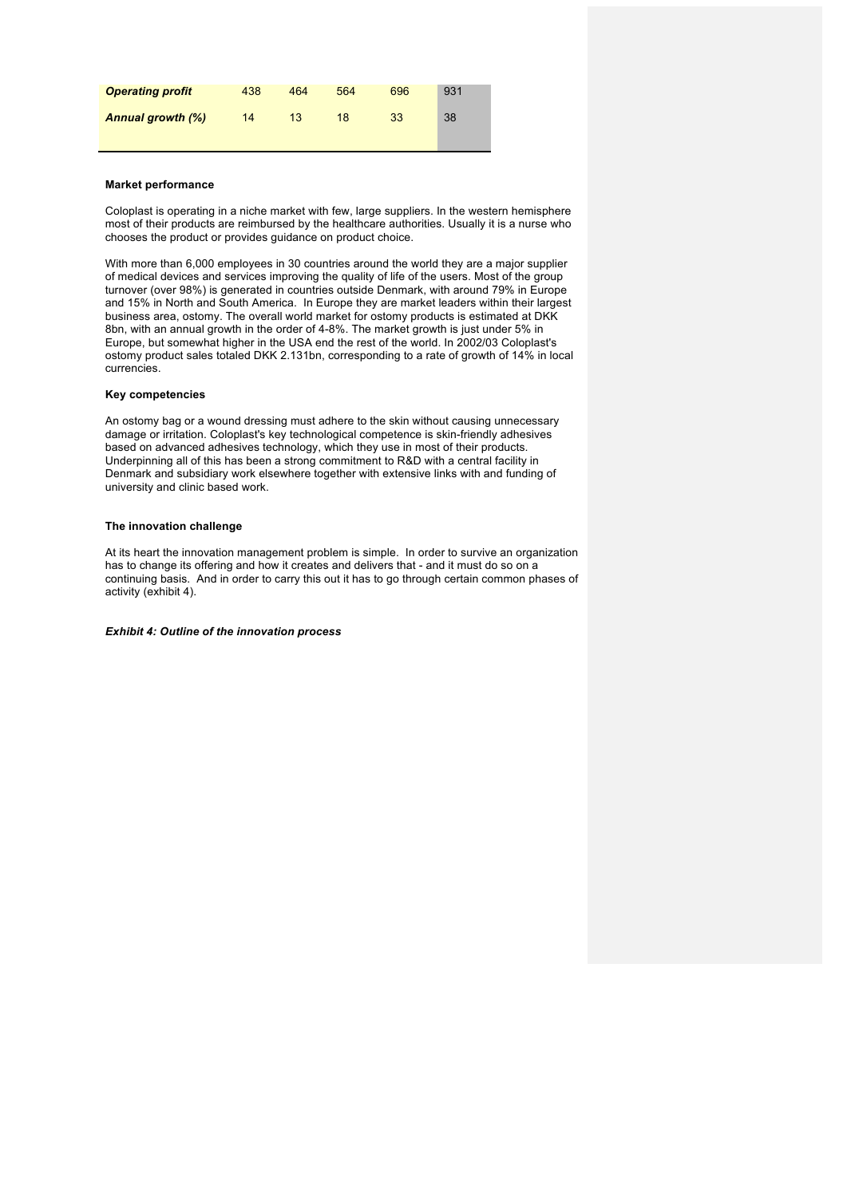| | | | | | |
|---|---|---|---|---|---|
| ***Operating profit*** | 438 | 464 | 564 | 696 | 931 |
| ***Annual growth (%)*** | 14 | 13 | 18 | 33 | 38 |

**Market performance**

Coloplast is operating in a niche market with few, large suppliers. In the western hemisphere most of their products are reimbursed by the healthcare authorities. Usually it is a nurse who chooses the product or provides guidance on product choice.

With more than 6,000 employees in 30 countries around the world they are a major supplier of medical devices and services improving the quality of life of the users. Most of the group turnover (over 98%) is generated in countries outside Denmark, with around 79% in Europe and 15% in North and South America. In Europe they are market leaders within their largest business area, ostomy. The overall world market for ostomy products is estimated at DKK 8bn, with an annual growth in the order of 4-8%. The market growth is just under 5% in Europe, but somewhat higher in the USA end the rest of the world. In 2002/03 Coloplast's ostomy product sales totaled DKK 2.131bn, corresponding to a rate of growth of 14% in local currencies.

**Key competencies**

An ostomy bag or a wound dressing must adhere to the skin without causing unnecessary damage or irritation. Coloplast's key technological competence is skin-friendly adhesives based on advanced adhesives technology, which they use in most of their products. Underpinning all of this has been a strong commitment to R&D with a central facility in Denmark and subsidiary work elsewhere together with extensive links with and funding of university and clinic based work.

**The innovation challenge**

At its heart the innovation management problem is simple. In order to survive an organization has to change its offering and how it creates and delivers that - and it must do so on a continuing basis. And in order to carry this out it has to go through certain common phases of activity (exhibit 4).

***Exhibit 4: Outline of the innovation process***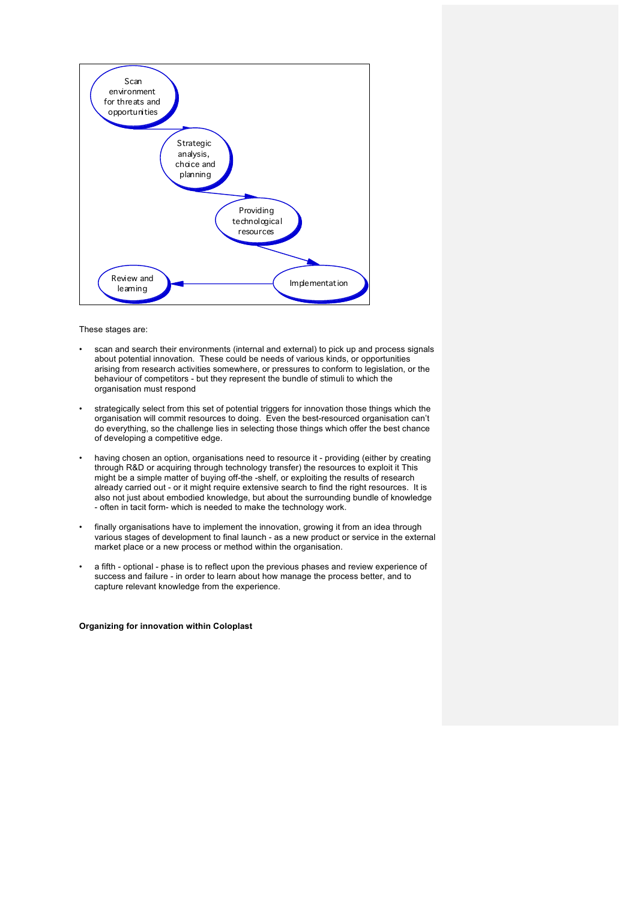Scan environment for threats and opportunities

Strategic analysis, choice and planning

Providing technological resources

Implementation

Review and learning

These stages are:

- scan and search their environments (internal and external) to pick up and process signals about potential innovation. These could be needs of various kinds, or opportunities arising from research activities somewhere, or pressures to conform to legislation, or the behaviour of competitors - but they represent the bundle of stimuli to which the organisation must respond

- strategically select from this set of potential triggers for innovation those things which the organisation will commit resources to doing. Even the best-resourced organisation can't do everything, so the challenge lies in selecting those things which offer the best chance of developing a competitive edge.

- having chosen an option, organisations need to resource it - providing (either by creating through R&D or acquiring through technology transfer) the resources to exploit it This might be a simple matter of buying off-the -shelf, or exploiting the results of research already carried out - or it might require extensive search to find the right resources. It is also not just about embodied knowledge, but about the surrounding bundle of knowledge - often in tacit form- which is needed to make the technology work.

- finally organisations have to implement the innovation, growing it from an idea through various stages of development to final launch - as a new product or service in the external market place or a new process or method within the organisation.

- a fifth - optional - phase is to reflect upon the previous phases and review experience of success and failure - in order to learn about how manage the process better, and to capture relevant knowledge from the experience.

**Organizing for innovation within Coloplast**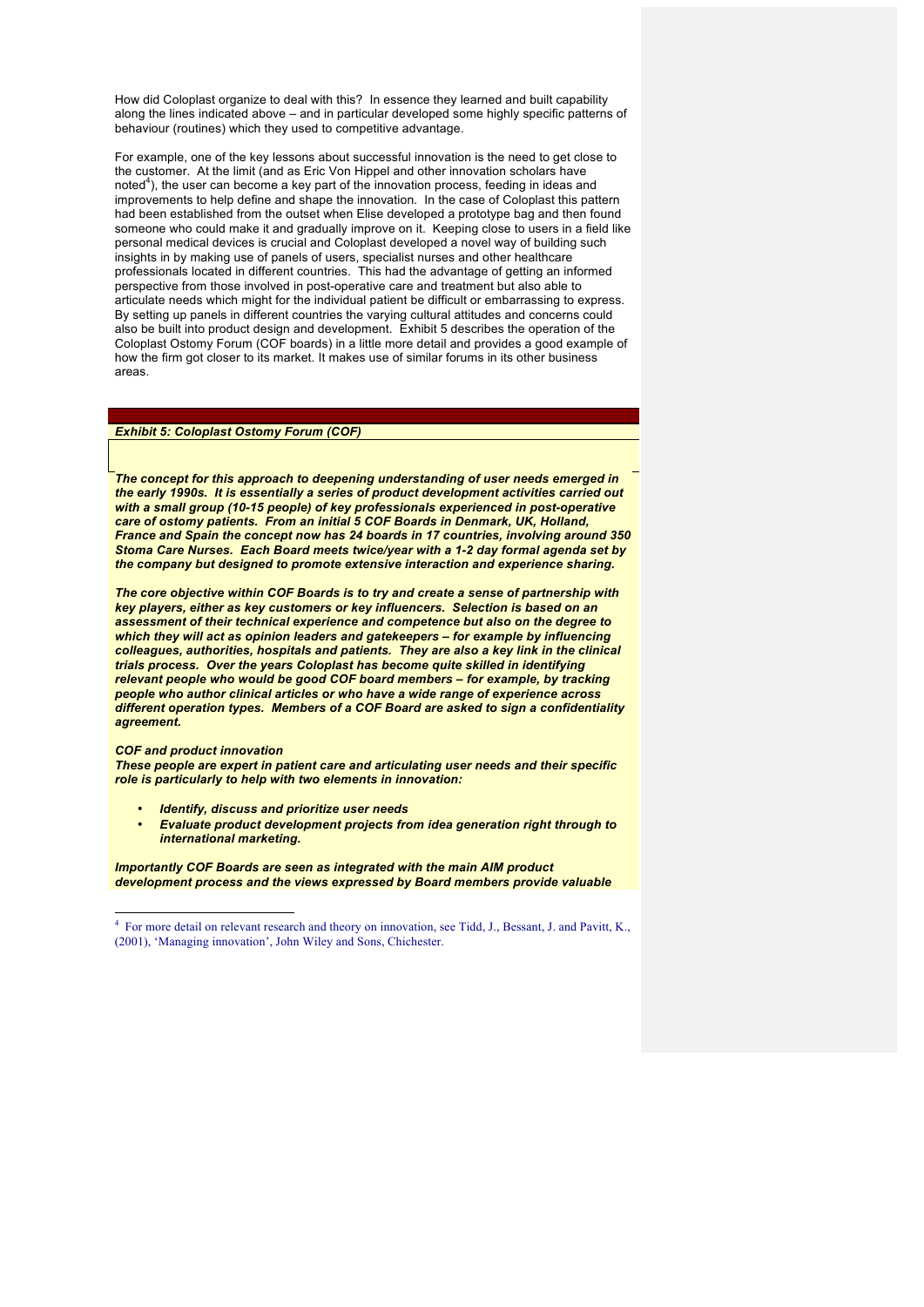How did Coloplast organize to deal with this? In essence they learned and built capability along the lines indicated above – and in particular developed some highly specific patterns of behaviour (routines) which they used to competitive advantage.

For example, one of the key lessons about successful innovation is the need to get close to the customer. At the limit (and as Eric Von Hippel and other innovation scholars have noted[4]), the user can become a key part of the innovation process, feeding in ideas and improvements to help define and shape the innovation. In the case of Coloplast this pattern had been established from the outset when Elise developed a prototype bag and then found someone who could make it and gradually improve on it. Keeping close to users in a field like personal medical devices is crucial and Coloplast developed a novel way of building such insights in by making use of panels of users, specialist nurses and other healthcare professionals located in different countries. This had the advantage of getting an informed perspective from those involved in post-operative care and treatment but also able to articulate needs which might for the individual patient be difficult or embarrassing to express. By setting up panels in different countries the varying cultural attitudes and concerns could also be built into product design and development. Exhibit 5 describes the operation of the Coloplast Ostomy Forum (COF boards) in a little more detail and provides a good example of how the firm got closer to its market. It makes use of similar forums in its other business areas.

***Exhibit 5: Coloplast Ostomy Forum (COF)***

***The concept for this approach to deepening understanding of user needs emerged in the early 1990s. It is essentially a series of product development activities carried out with a small group (10-15 people) of key professionals experienced in post-operative care of ostomy patients. From an initial 5 COF Boards in Denmark, UK, Holland, France and Spain the concept now has 24 boards in 17 countries, involving around 350 Stoma Care Nurses. Each Board meets twice/year with a 1-2 day formal agenda set by the company but designed to promote extensive interaction and experience sharing.***

***The core objective within COF Boards is to try and create a sense of partnership with key players, either as key customers or key influencers. Selection is based on an assessment of their technical experience and competence but also on the degree to which they will act as opinion leaders and gatekeepers – for example by influencing colleagues, authorities, hospitals and patients. They are also a key link in the clinical trials process. Over the years Coloplast has become quite skilled in identifying relevant people who would be good COF board members – for example, by tracking people who author clinical articles or who have a wide range of experience across different operation types. Members of a COF Board are asked to sign a confidentiality agreement.***

***COF and product innovation***
***These people are expert in patient care and articulating user needs and their specific role is particularly to help with two elements in innovation:***

- ***Identify, discuss and prioritize user needs***
- ***Evaluate product development projects from idea generation right through to international marketing.***

***Importantly COF Boards are seen as integrated with the main AIM product development process and the views expressed by Board members provide valuable***

[4] For more detail on relevant research and theory on innovation, see Tidd, J., Bessant, J. and Pavitt, K., (2001), 'Managing innovation', John Wiley and Sons, Chichester.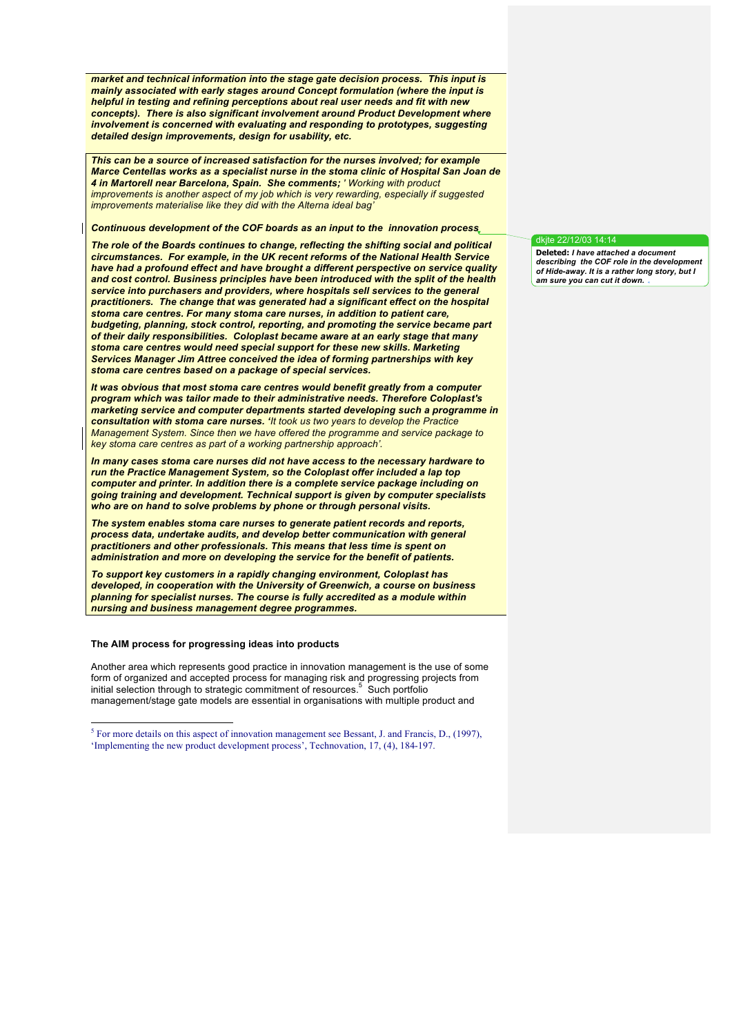***market and technical information into the stage gate decision process. This input is mainly associated with early stages around Concept formulation (where the input is helpful in testing and refining perceptions about real user needs and fit with new concepts). There is also significant involvement around Product Development where involvement is concerned with evaluating and responding to prototypes, suggesting detailed design improvements, design for usability, etc.***

***This can be a source of increased satisfaction for the nurses involved; for example Marce Centellas works as a specialist nurse in the stoma clinic of Hospital San Joan de 4 in Martorell near Barcelona, Spain. She comments;*** *' Working with product improvements is another aspect of my job which is very rewarding, especially if suggested improvements materialise like they did with the Alterna ideal bag'*

***Continuous development of the COF boards as an input to the innovation process***

***The role of the Boards continues to change, reflecting the shifting social and political circumstances. For example, in the UK recent reforms of the National Health Service have had a profound effect and have brought a different perspective on service quality and cost control. Business principles have been introduced with the split of the health service into purchasers and providers, where hospitals sell services to the general practitioners. The change that was generated had a significant effect on the hospital stoma care centres. For many stoma care nurses, in addition to patient care, budgeting, planning, stock control, reporting, and promoting the service became part of their daily responsibilities. Coloplast became aware at an early stage that many stoma care centres would need special support for these new skills. Marketing Services Manager Jim Attree conceived the idea of forming partnerships with key stoma care centres based on a package of special services.***

***It was obvious that most stoma care centres would benefit greatly from a computer program which was tailor made to their administrative needs. Therefore Coloplast's marketing service and computer departments started developing such a programme in consultation with stoma care nurses.*** *'It took us two years to develop the Practice Management System. Since then we have offered the programme and service package to key stoma care centres as part of a working partnership approach'.*

***In many cases stoma care nurses did not have access to the necessary hardware to run the Practice Management System, so the Coloplast offer included a lap top computer and printer. In addition there is a complete service package including on going training and development. Technical support is given by computer specialists who are on hand to solve problems by phone or through personal visits.***

***The system enables stoma care nurses to generate patient records and reports, process data, undertake audits, and develop better communication with general practitioners and other professionals. This means that less time is spent on administration and more on developing the service for the benefit of patients.***

***To support key customers in a rapidly changing environment, Coloplast has developed, in cooperation with the University of Greenwich, a course on business planning for specialist nurses. The course is fully accredited as a module within nursing and business management degree programmes.***

dkjte 22/12/03 14:14
**Deleted:** ***I have attached a document describing the COF role in the development of Hide-away. It is a rather long story, but I am sure you can cut it down.***

**The AIM process for progressing ideas into products**

Another area which represents good practice in innovation management is the use of some form of organized and accepted process for managing risk and progressing projects from initial selection through to strategic commitment of resources.[5] Such portfolio management/stage gate models are essential in organisations with multiple product and

[5] For more details on this aspect of innovation management see Bessant, J. and Francis, D., (1997), 'Implementing the new product development process', Technovation, 17, (4), 184-197.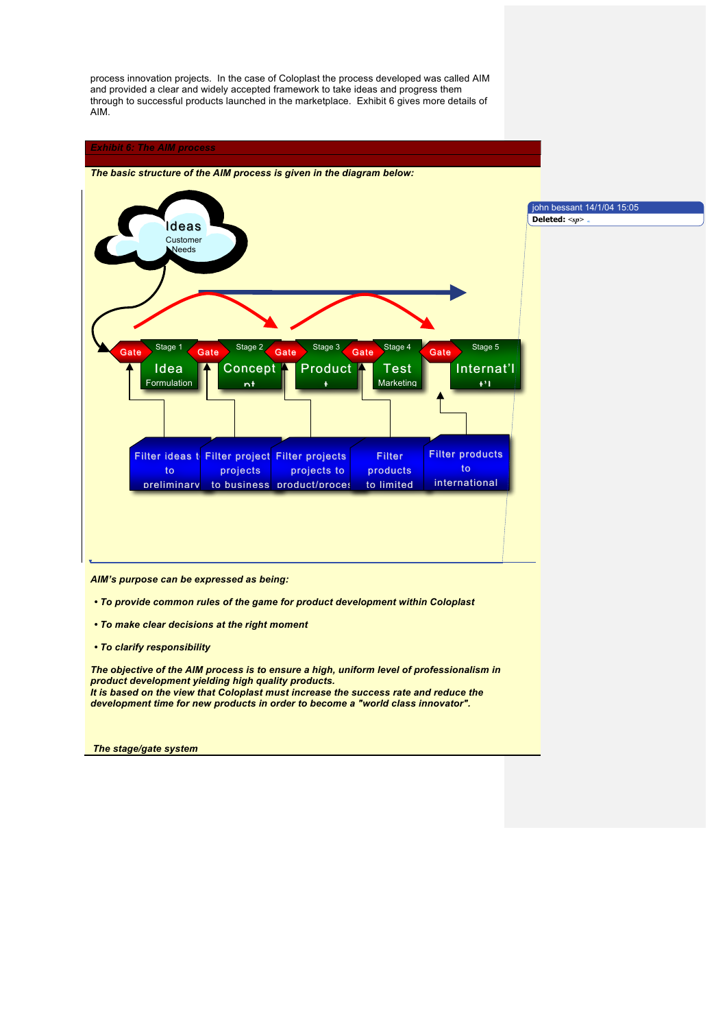process innovation projects. In the case of Coloplast the process developed was called AIM and provided a clear and widely accepted framework to take ideas and progress them through to successful products launched in the marketplace. Exhibit 6 gives more details of AIM.

***Exhibit 6: The AIM process***

***The basic structure of the AIM process is given in the diagram below:***

Ideas
Customer Needs

| Gate | Stage 1 | Gate | Stage 2 | Gate | Stage 3 | Gate | Stage 4 | Gate | Stage 5 |
|---|---|---|---|---|---|---|---|---|---|
| | Idea Formulation | | Concept | | Product | | Test Marketing | | Internat'l |

Filter ideas to preliminary | Filter projects to business | Filter projects to product/process | Filter products to limited | Filter products to international

***AIM's purpose can be expressed as being:***

- ***To provide common rules of the game for product development within Coloplast***
- ***To make clear decisions at the right moment***
- ***To clarify responsibility***

***The objective of the AIM process is to ensure a high, uniform level of professionalism in product development yielding high quality products.***
***It is based on the view that Coloplast must increase the success rate and reduce the development time for new products in order to become a "world class innovator".***

***The stage/gate system***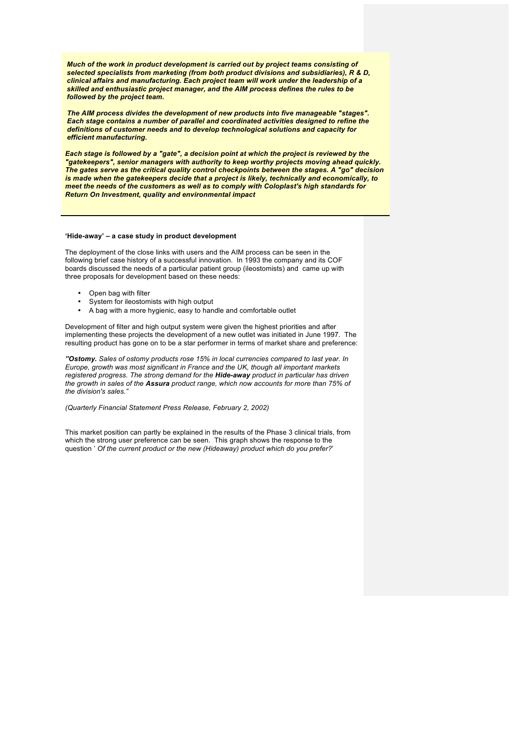***Much of the work in product development is carried out by project teams consisting of selected specialists from marketing (from both product divisions and subsidiaries), R & D, clinical affairs and manufacturing. Each project team will work under the leadership of a skilled and enthusiastic project manager, and the AIM process defines the rules to be followed by the project team.***

***The AIM process divides the development of new products into five manageable "stages". Each stage contains a number of parallel and coordinated activities designed to refine the definitions of customer needs and to develop technological solutions and capacity for efficient manufacturing.***

***Each stage is followed by a "gate", a decision point at which the project is reviewed by the "gatekeepers", senior managers with authority to keep worthy projects moving ahead quickly. The gates serve as the critical quality control checkpoints between the stages. A "go" decision is made when the gatekeepers decide that a project is likely, technically and economically, to meet the needs of the customers as well as to comply with Coloplast's high standards for Return On Investment, quality and environmental impact***

**'Hide-away' – a case study in product development**

The deployment of the close links with users and the AIM process can be seen in the following brief case history of a successful innovation. In 1993 the company and its COF boards discussed the needs of a particular patient group (ileostomists) and came up with three proposals for development based on these needs:

- Open bag with filter
- System for ileostomists with high output
- A bag with a more hygienic, easy to handle and comfortable outlet

Development of filter and high output system were given the highest priorities and after implementing these projects the development of a new outlet was initiated in June 1997. The resulting product has gone on to be a star performer in terms of market share and preference:

*"**Ostomy.** Sales of ostomy products rose 15% in local currencies compared to last year. In Europe, growth was most significant in France and the UK, though all important markets registered progress. The strong demand for the **Hide-away** product in particular has driven the growth in sales of the **Assura** product range, which now accounts for more than 75% of the division's sales."*

*(Quarterly Financial Statement Press Release, February 2, 2002)*

This market position can partly be explained in the results of the Phase 3 clinical trials, from which the strong user preference can be seen. This graph shows the response to the question ' *Of the current product or the new (Hideaway) product which do you prefer?*'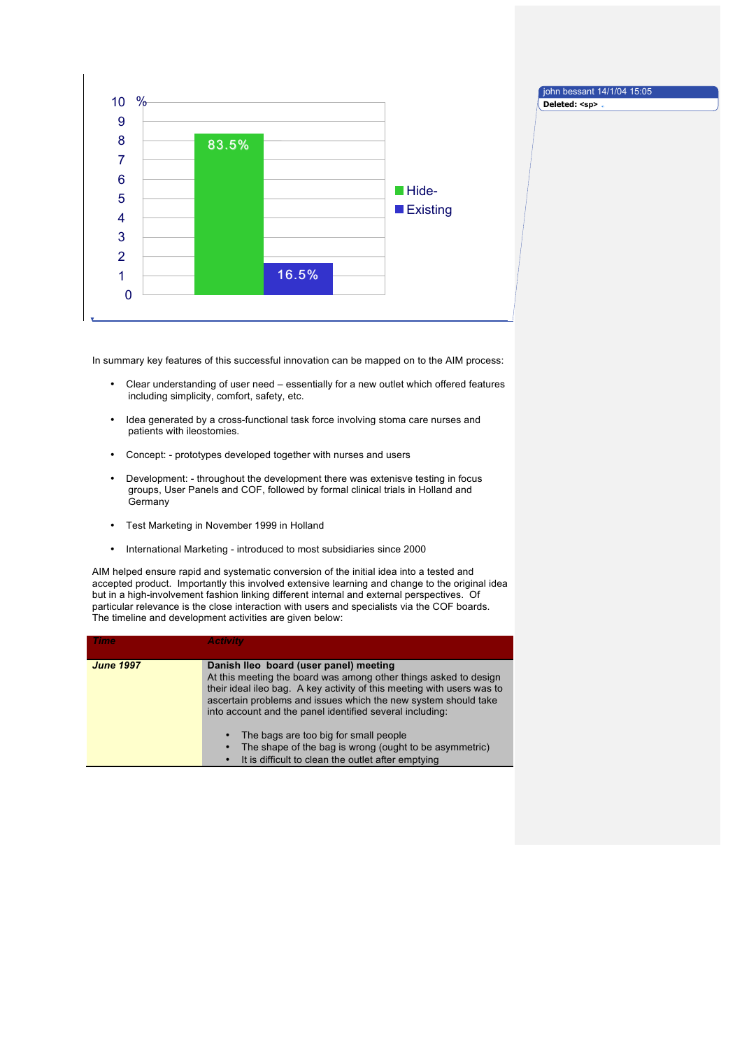| | Hide- | Existing |
|---|---|---|
| % | 83.5% | 16.5% |

In summary key features of this successful innovation can be mapped on to the AIM process:

- Clear understanding of user need – essentially for a new outlet which offered features including simplicity, comfort, safety, etc.
- Idea generated by a cross-functional task force involving stoma care nurses and patients with ileostomies.
- Concept: - prototypes developed together with nurses and users
- Development: - throughout the development there was extenisve testing in focus groups, User Panels and COF, followed by formal clinical trials in Holland and Germany
- Test Marketing in November 1999 in Holland
- International Marketing - introduced to most subsidiaries since 2000

AIM helped ensure rapid and systematic conversion of the initial idea into a tested and accepted product. Importantly this involved extensive learning and change to the original idea but in a high-involvement fashion linking different internal and external perspectives. Of particular relevance is the close interaction with users and specialists via the COF boards. The timeline and development activities are given below:

| *Time* | *Activity* |
|---|---|
| ***June 1997*** | **Danish Ileo board (user panel) meeting**<br>At this meeting the board was among other things asked to design their ideal ileo bag. A key activity of this meeting with users was to ascertain problems and issues which the new system should take into account and the panel identified several including:<br>• The bags are too big for small peogle<br>• The shape of the bag is wrong (ought to be asymmetric)<br>• It is difficult to clean the outlet after emptying |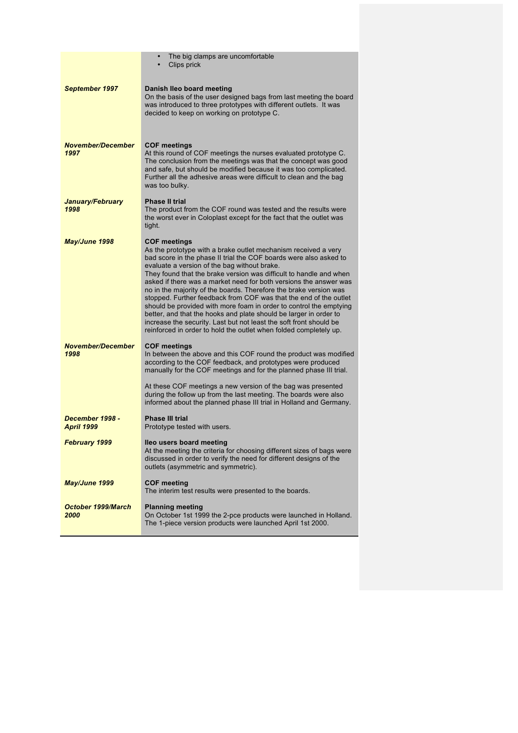| | |
|---|---|
| | • The big clamps are uncomfortable<br>• Clips prick |
| ***September 1997*** | **Danish Ileo board meeting**<br>On the basis of the user designed bags from last meeting the board was introduced to three prototypes with different outlets. It was decided to keep on working on prototype C. |
| ***November/December 1997*** | **COF meetings**<br>At this round of COF meetings the nurses evaluated prototype C. The conclusion from the meetings was that the concept was good and safe, but should be modified because it was too complicated. Further all the adhesive areas were difficult to clean and the bag was too bulky. |
| ***January/February 1998*** | **Phase II trial**<br>The product from the COF round was tested and the results were the worst ever in Coloplast except for the fact that the outlet was tight. |
| ***May/June 1998*** | **COF meetings**<br>As the prototype with a brake outlet mechanism received a very bad score in the phase II trial the COF boards were also asked to evaluate a version of the bag without brake.<br>They found that the brake version was difficult to handle and when asked if there was a market need for both versions the answer was no in the majority of the boards. Therefore the brake version was stopped. Further feedback from COF was that the end of the outlet should be provided with more foam in order to control the emptying better, and that the hooks and plate should be larger in order to increase the security. Last but not least the soft front should be reinforced in order to hold the outlet when folded completely up. |
| ***November/December 1998*** | **COF meetings**<br>In between the above and this COF round the product was modified according to the COF feedback, and prototypes were produced manually for the COF meetings and for the planned phase III trial.<br><br>At these COF meetings a new version of the bag was presented during the follow up from the last meeting. The boards were also informed about the planned phase III trial in Holland and Germany. |
| ***December 1998 - April 1999*** | **Phase III trial**<br>Prototype tested with users. |
| ***February 1999*** | **Ileo users board meeting**<br>At the meeting the criteria for choosing different sizes of bags were discussed in order to verify the need for different designs of the outlets (asymmetric and symmetric). |
| ***May/June 1999*** | **COF meeting**<br>The interim test results were presented to the boards. |
| ***October 1999/March 2000*** | **Planning meeting**<br>On October 1st 1999 the 2-pce products were launched in Holland. The 1-piece version products were launched April 1st 2000. |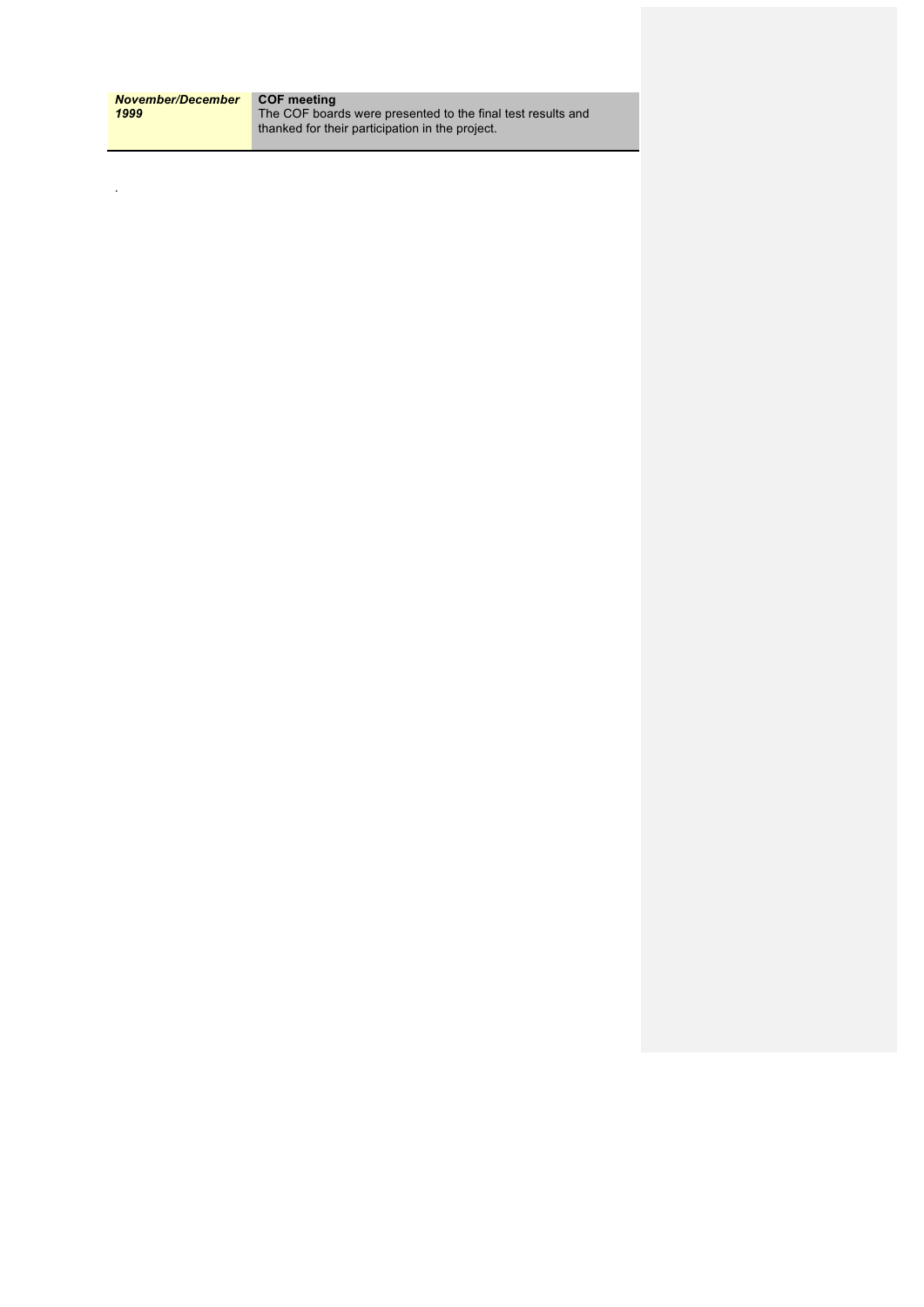| *November/December 1999* | **COF meeting** The COF boards were presented to the final test results and thanked for their participation in the project. |
| --- | --- |

.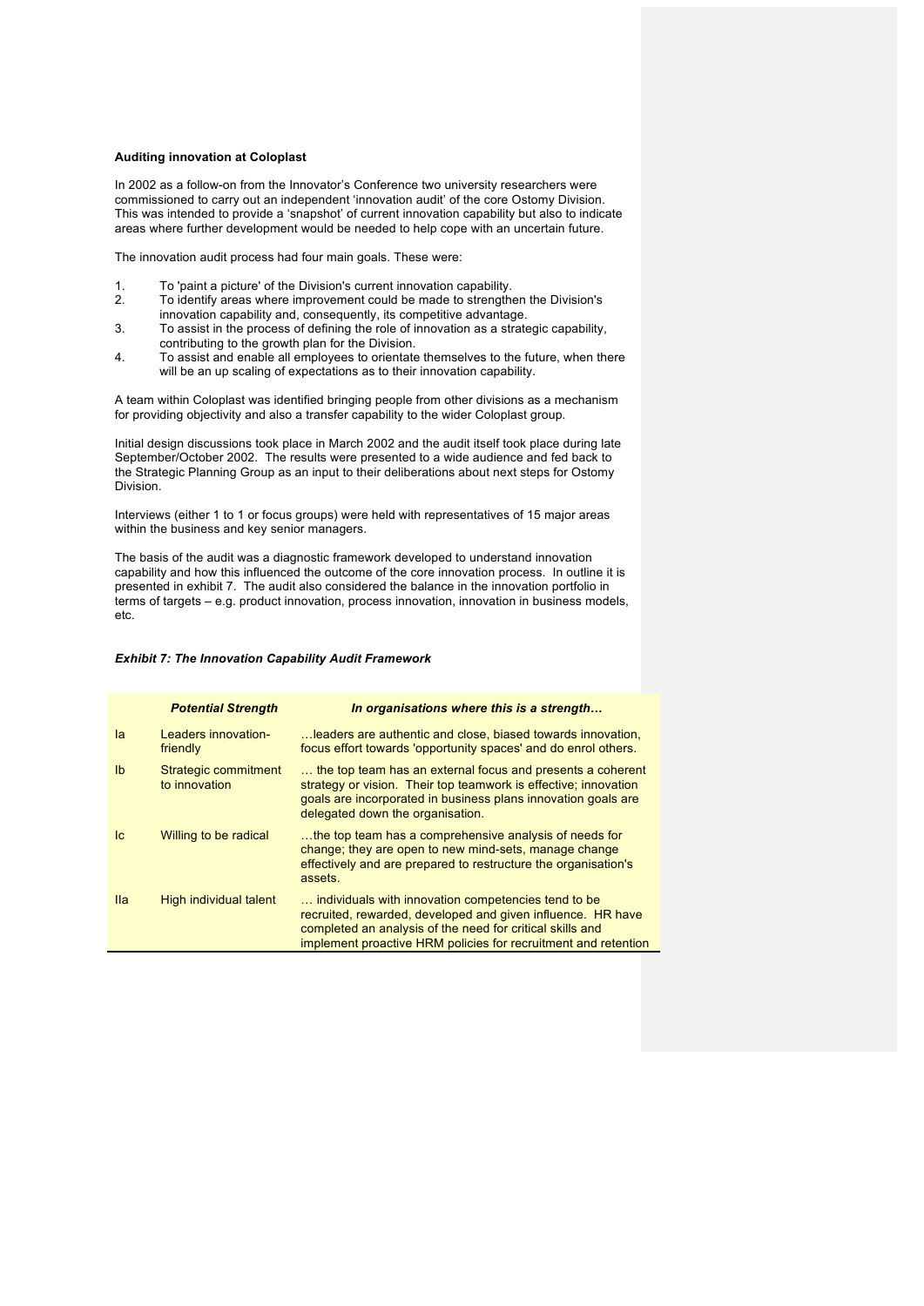**Auditing innovation at Coloplast**

In 2002 as a follow-on from the Innovator's Conference two university researchers were commissioned to carry out an independent 'innovation audit' of the core Ostomy Division. This was intended to provide a 'snapshot' of current innovation capability but also to indicate areas where further development would be needed to help cope with an uncertain future.

The innovation audit process had four main goals. These were:

1. To 'paint a picture' of the Division's current innovation capability.
2. To identify areas where improvement could be made to strengthen the Division's innovation capability and, consequently, its competitive advantage.
3. To assist in the process of defining the role of innovation as a strategic capability, contributing to the growth plan for the Division.
4. To assist and enable all employees to orientate themselves to the future, when there will be an up scaling of expectations as to their innovation capability.

A team within Coloplast was identified bringing people from other divisions as a mechanism for providing objectivity and also a transfer capability to the wider Coloplast group.

Initial design discussions took place in March 2002 and the audit itself took place during late September/October 2002. The results were presented to a wide audience and fed back to the Strategic Planning Group as an input to their deliberations about next steps for Ostomy Division.

Interviews (either 1 to 1 or focus groups) were held with representatives of 15 major areas within the business and key senior managers.

The basis of the audit was a diagnostic framework developed to understand innovation capability and how this influenced the outcome of the core innovation process. In outline it is presented in exhibit 7. The audit also considered the balance in the innovation portfolio in terms of targets – e.g. product innovation, process innovation, innovation in business models, etc.

***Exhibit 7: The Innovation Capability Audit Framework***

| | *Potential Strength* | *In organisations where this is a strength…* |
|---|---|---|
| Ia | Leaders innovation-friendly | …leaders are authentic and close, biased towards innovation, focus effort towards 'opportunity spaces' and do enrol others. |
| Ib | Strategic commitment to innovation | … the top team has an external focus and presents a coherent strategy or vision. Their top teamwork is effective; innovation goals are incorporated in business plans innovation goals are delegated down the organisation. |
| Ic | Willing to be radical | …the top team has a comprehensive analysis of needs for change; they are open to new mind-sets, manage change effectively and are prepared to restructure the organisation's assets. |
| IIa | High individual talent | … individuals with innovation competencies tend to be recruited, rewarded, developed and given influence. HR have completed an analysis of the need for critical skills and implement proactive HRM policies for recruitment and retention |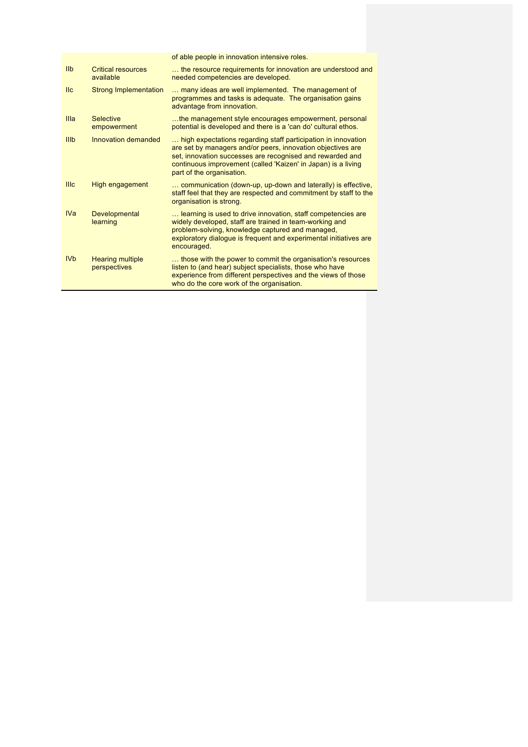| | | |
|---|---|---|
| | | of able people in innovation intensive roles. |
| IIb | Critical resources available | … the resource requirements for innovation are understood and needed competencies are developed. |
| IIc | Strong Implementation | … many ideas are well implemented. The management of programmes and tasks is adequate. The organisation gains advantage from innovation. |
| IIIa | Selective empowerment | …the management style encourages empowerment, personal potential is developed and there is a 'can do' cultural ethos. |
| IIIb | Innovation demanded | … high expectations regarding staff participation in innovation are set by managers and/or peers, innovation objectives are set, innovation successes are recognised and rewarded and continuous improvement (called 'Kaizen' in Japan) is a living part of the organisation. |
| IIIc | High engagement | … communication (down-up, up-down and laterally) is effective, staff feel that they are respected and commitment by staff to the organisation is strong. |
| IVa | Developmental learning | … learning is used to drive innovation, staff competencies are widely developed, staff are trained in team-working and problem-solving, knowledge captured and managed, exploratory dialogue is frequent and experimental initiatives are encouraged. |
| IVb | Hearing multiple perspectives | … those with the power to commit the organisation's resources listen to (and hear) subject specialists, those who have experience from different perspectives and the views of those who do the core work of the organisation. |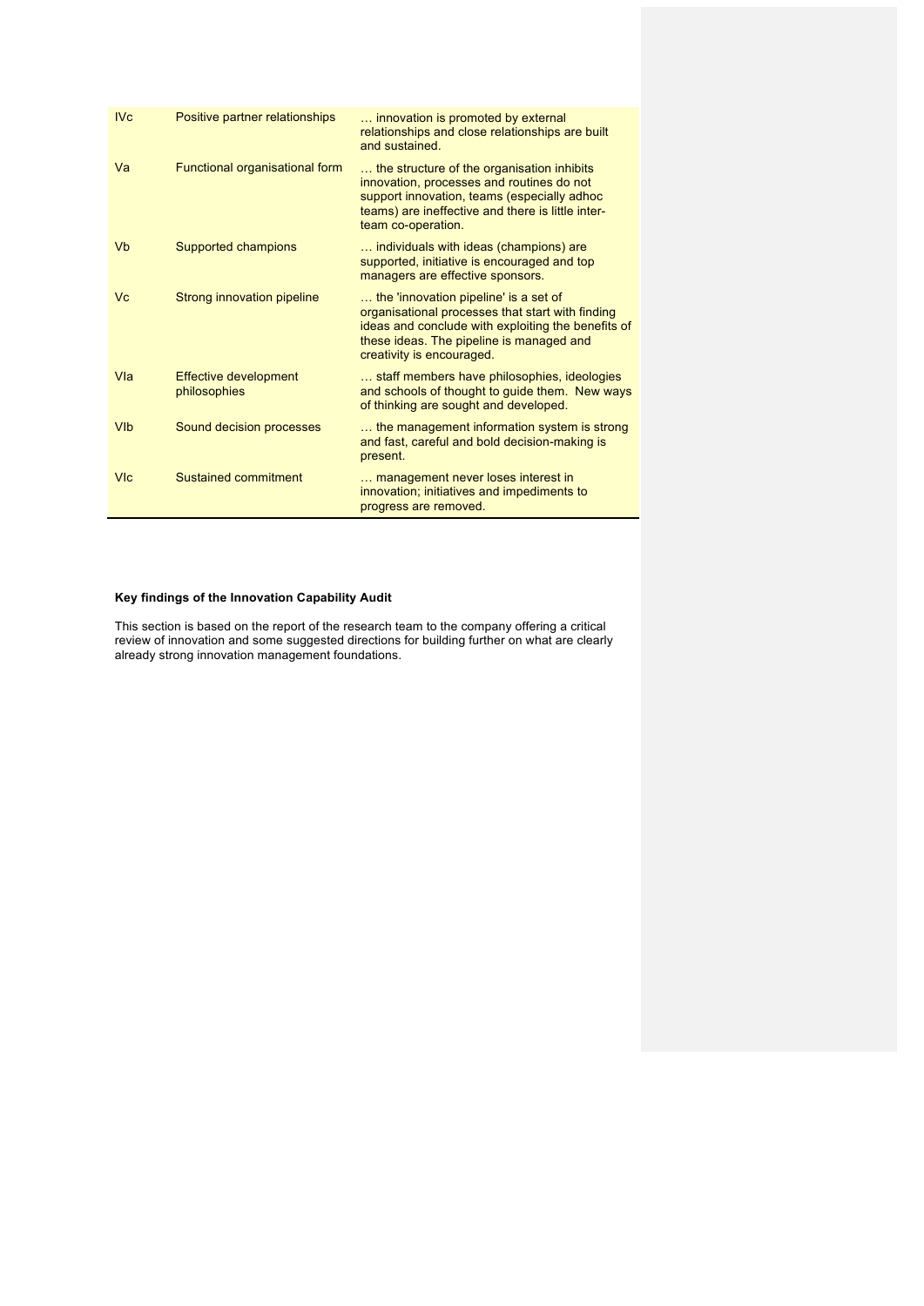| | | |
|---|---|---|
| IVc | Positive partner relationships | … innovation is promoted by external relationships and close relationships are built and sustained. |
| Va | Functional organisational form | … the structure of the organisation inhibits innovation, processes and routines do not support innovation, teams (especially adhoc teams) are ineffective and there is little inter-team co-operation. |
| Vb | Supported champions | … individuals with ideas (champions) are supported, initiative is encouraged and top managers are effective sponsors. |
| Vc | Strong innovation pipeline | … the 'innovation pipeline' is a set of organisational processes that start with finding ideas and conclude with exploiting the benefits of these ideas. The pipeline is managed and creativity is encouraged. |
| VIa | Effective development philosophies | … staff members have philosophies, ideologies and schools of thought to guide them. New ways of thinking are sought and developed. |
| VIb | Sound decision processes | … the management information system is strong and fast, careful and bold decision-making is present. |
| VIc | Sustained commitment | … management never loses interest in innovation; initiatives and impediments to progress are removed. |

**Key findings of the Innovation Capability Audit**

This section is based on the report of the research team to the company offering a critical review of innovation and some suggested directions for building further on what are clearly already strong innovation management foundations.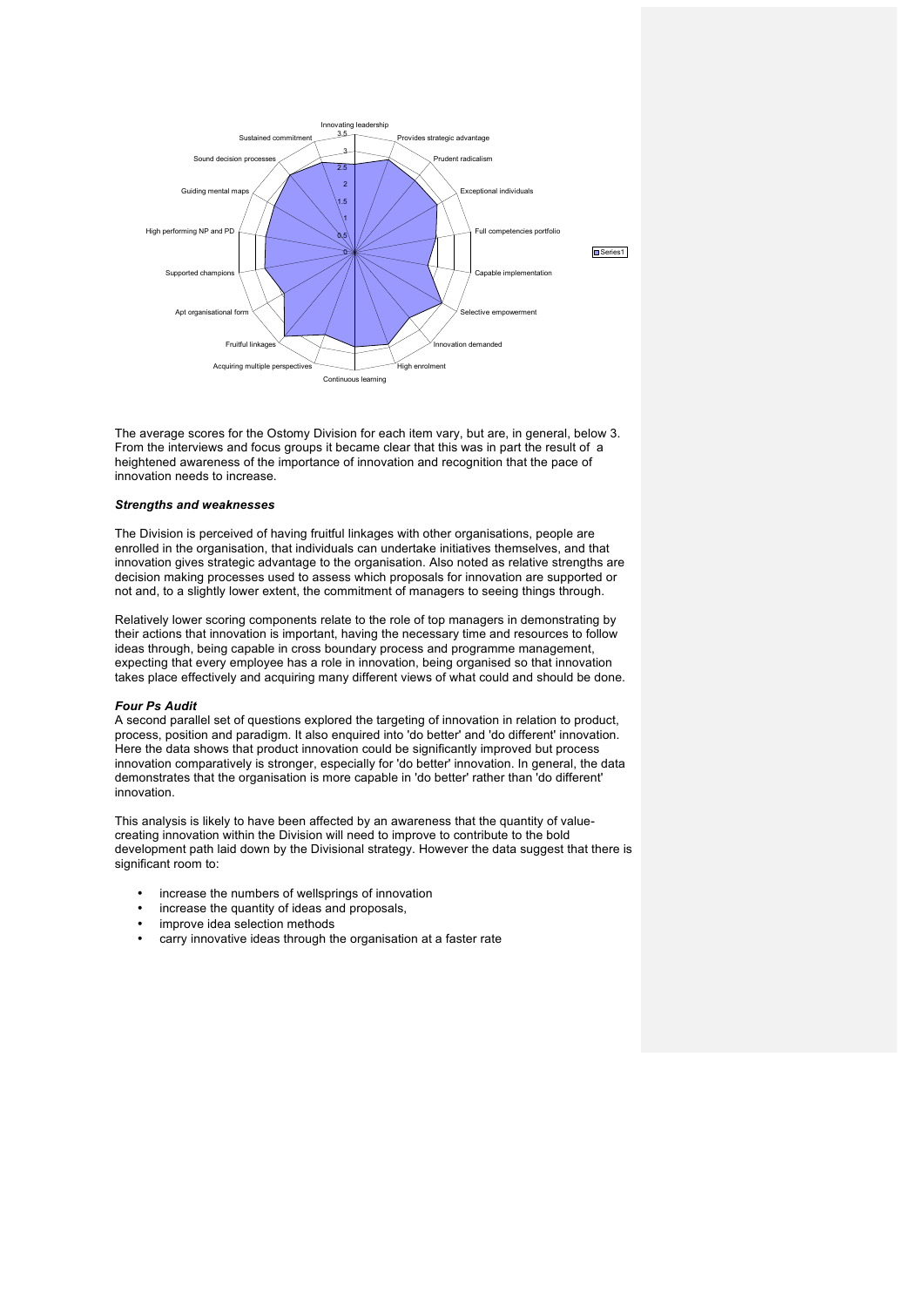The average scores for the Ostomy Division for each item vary, but are, in general, below 3. From the interviews and focus groups it became clear that this was in part the result of a heightened awareness of the importance of innovation and recognition that the pace of innovation needs to increase.

### *Strengths and weaknesses*

The Division is perceived of having fruitful linkages with other organisations, people are enrolled in the organisation, that individuals can undertake initiatives themselves, and that innovation gives strategic advantage to the organisation. Also noted as relative strengths are decision making processes used to assess which proposals for innovation are supported or not and, to a slightly lower extent, the commitment of managers to seeing things through.

Relatively lower scoring components relate to the role of top managers in demonstrating by their actions that innovation is important, having the necessary time and resources to follow ideas through, being capable in cross boundary process and programme management, expecting that every employee has a role in innovation, being organised so that innovation takes place effectively and acquiring many different views of what could and should be done.

### *Four Ps Audit*

A second parallel set of questions explored the targeting of innovation in relation to product, process, position and paradigm. It also enquired into 'do better' and 'do different' innovation. Here the data shows that product innovation could be significantly improved but process innovation comparatively is stronger, especially for 'do better' innovation. In general, the data demonstrates that the organisation is more capable in 'do better' rather than 'do different' innovation.

This analysis is likely to have been affected by an awareness that the quantity of value-creating innovation within the Division will need to improve to contribute to the bold development path laid down by the Divisional strategy. However the data suggest that there is significant room to:

- increase the numbers of wellsprings of innovation
- increase the quantity of ideas and proposals,
- improve idea selection methods
- carry innovative ideas through the organisation at a faster rate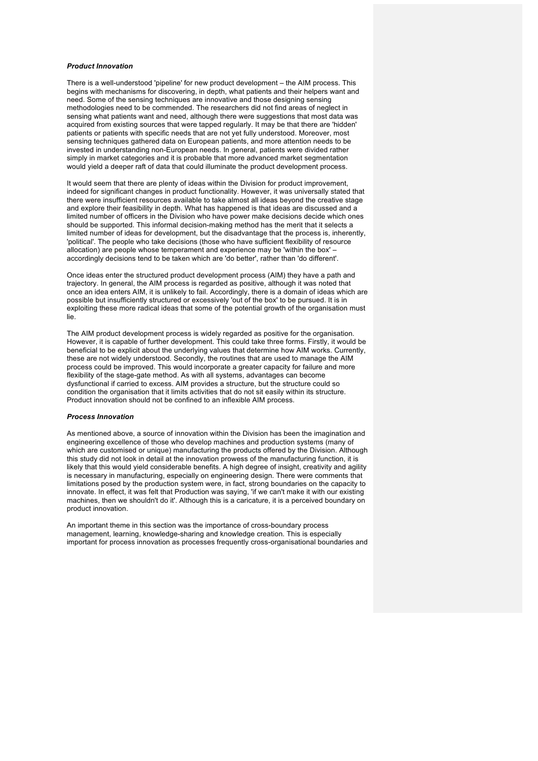### *Product Innovation*

There is a well-understood 'pipeline' for new product development – the AIM process. This begins with mechanisms for discovering, in depth, what patients and their helpers want and need. Some of the sensing techniques are innovative and those designing sensing methodologies need to be commended. The researchers did not find areas of neglect in sensing what patients want and need, although there were suggestions that most data was acquired from existing sources that were tapped regularly. It may be that there are 'hidden' patients or patients with specific needs that are not yet fully understood. Moreover, most sensing techniques gathered data on European patients, and more attention needs to be invested in understanding non-European needs. In general, patients were divided rather simply in market categories and it is probable that more advanced market segmentation would yield a deeper raft of data that could illuminate the product development process.

It would seem that there are plenty of ideas within the Division for product improvement, indeed for significant changes in product functionality. However, it was universally stated that there were insufficient resources available to take almost all ideas beyond the creative stage and explore their feasibility in depth. What has happened is that ideas are discussed and a limited number of officers in the Division who have power make decisions decide which ones should be supported. This informal decision-making method has the merit that it selects a limited number of ideas for development, but the disadvantage that the process is, inherently, 'political'. The people who take decisions (those who have sufficient flexibility of resource allocation) are people whose temperament and experience may be 'within the box' – accordingly decisions tend to be taken which are 'do better', rather than 'do different'.

Once ideas enter the structured product development process (AIM) they have a path and trajectory. In general, the AIM process is regarded as positive, although it was noted that once an idea enters AIM, it is unlikely to fail. Accordingly, there is a domain of ideas which are possible but insufficiently structured or excessively 'out of the box' to be pursued. It is in exploiting these more radical ideas that some of the potential growth of the organisation must lie.

The AIM product development process is widely regarded as positive for the organisation. However, it is capable of further development. This could take three forms. Firstly, it would be beneficial to be explicit about the underlying values that determine how AIM works. Currently, these are not widely understood. Secondly, the routines that are used to manage the AIM process could be improved. This would incorporate a greater capacity for failure and more flexibility of the stage-gate method. As with all systems, advantages can become dysfunctional if carried to excess. AIM provides a structure, but the structure could so condition the organisation that it limits activities that do not sit easily within its structure. Product innovation should not be confined to an inflexible AIM process.

### *Process Innovation*

As mentioned above, a source of innovation within the Division has been the imagination and engineering excellence of those who develop machines and production systems (many of which are customised or unique) manufacturing the products offered by the Division. Although this study did not look in detail at the innovation prowess of the manufacturing function, it is likely that this would yield considerable benefits. A high degree of insight, creativity and agility is necessary in manufacturing, especially on engineering design. There were comments that limitations posed by the production system were, in fact, strong boundaries on the capacity to innovate. In effect, it was felt that Production was saying, 'if we can't make it with our existing machines, then we shouldn't do it'. Although this is a caricature, it is a perceived boundary on product innovation.

An important theme in this section was the importance of cross-boundary process management, learning, knowledge-sharing and knowledge creation. This is especially important for process innovation as processes frequently cross-organisational boundaries and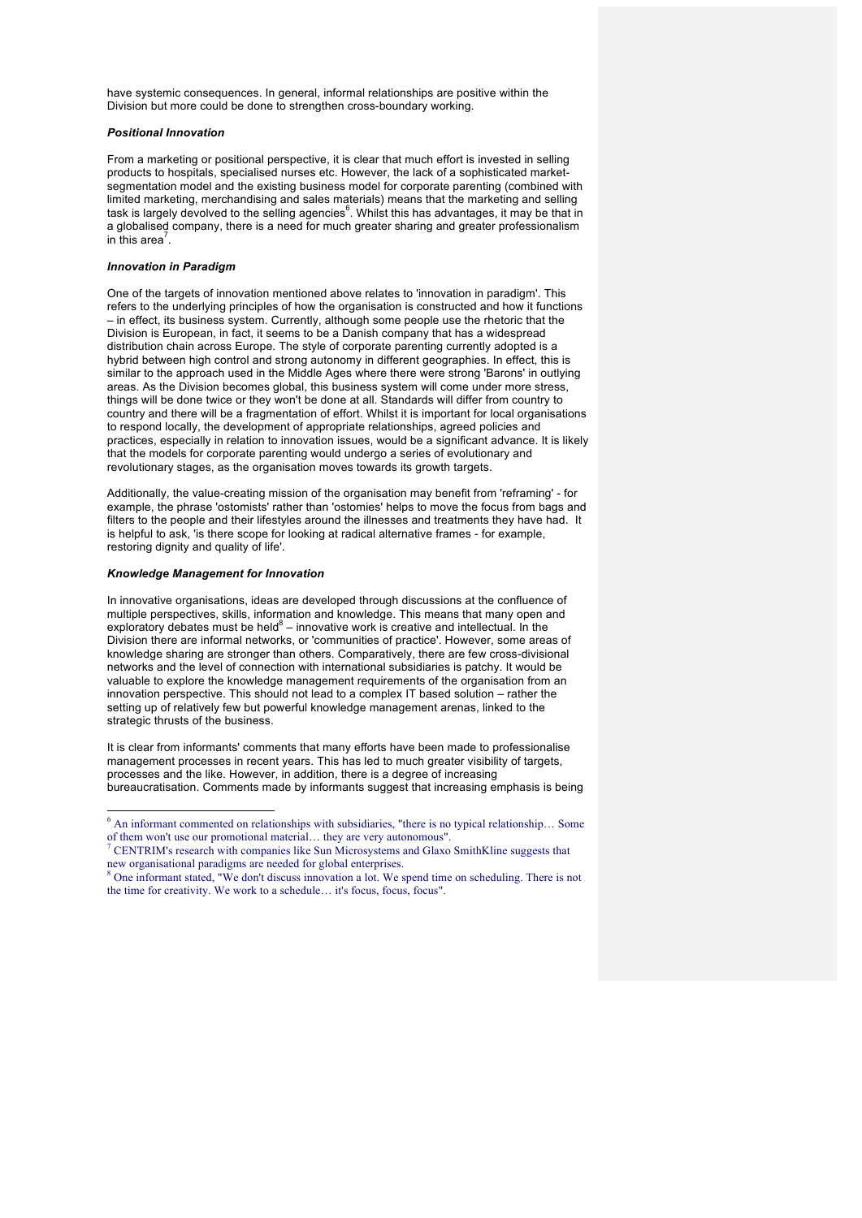have systemic consequences. In general, informal relationships are positive within the Division but more could be done to strengthen cross-boundary working.

### *Positional Innovation*

From a marketing or positional perspective, it is clear that much effort is invested in selling products to hospitals, specialised nurses etc. However, the lack of a sophisticated market-segmentation model and the existing business model for corporate parenting (combined with limited marketing, merchandising and sales materials) means that the marketing and selling task is largely devolved to the selling agencies[6]. Whilst this has advantages, it may be that in a globalised company, there is a need for much greater sharing and greater professionalism in this area[7].

### *Innovation in Paradigm*

One of the targets of innovation mentioned above relates to 'innovation in paradigm'. This refers to the underlying principles of how the organisation is constructed and how it functions – in effect, its business system. Currently, although some people use the rhetoric that the Division is European, in fact, it seems to be a Danish company that has a widespread distribution chain across Europe. The style of corporate parenting currently adopted is a hybrid between high control and strong autonomy in different geographies. In effect, this is similar to the approach used in the Middle Ages where there were strong 'Barons' in outlying areas. As the Division becomes global, this business system will come under more stress, things will be done twice or they won't be done at all. Standards will differ from country to country and there will be a fragmentation of effort. Whilst it is important for local organisations to respond locally, the development of appropriate relationships, agreed policies and practices, especially in relation to innovation issues, would be a significant advance. It is likely that the models for corporate parenting would undergo a series of evolutionary and revolutionary stages, as the organisation moves towards its growth targets.

Additionally, the value-creating mission of the organisation may benefit from 'reframing' - for example, the phrase 'ostomists' rather than 'ostomies' helps to move the focus from bags and filters to the people and their lifestyles around the illnesses and treatments they have had. It is helpful to ask, 'is there scope for looking at radical alternative frames - for example, restoring dignity and quality of life'.

### *Knowledge Management for Innovation*

In innovative organisations, ideas are developed through discussions at the confluence of multiple perspectives, skills, information and knowledge. This means that many open and exploratory debates must be held[8] – innovative work is creative and intellectual. In the Division there are informal networks, or 'communities of practice'. However, some areas of knowledge sharing are stronger than others. Comparatively, there are few cross-divisional networks and the level of connection with international subsidiaries is patchy. It would be valuable to explore the knowledge management requirements of the organisation from an innovation perspective. This should not lead to a complex IT based solution – rather the setting up of relatively few but powerful knowledge management arenas, linked to the strategic thrusts of the business.

It is clear from informants' comments that many efforts have been made to professionalise management processes in recent years. This has led to much greater visibility of targets, processes and the like. However, in addition, there is a degree of increasing bureaucratisation. Comments made by informants suggest that increasing emphasis is being

---

[6] An informant commented on relationships with subsidiaries, "there is no typical relationship… Some of them won't use our promotional material… they are very autonomous".

[7] CENTRIM's research with companies like Sun Microsystems and Glaxo SmithKline suggests that new organisational paradigms are needed for global enterprises.

[8] One informant stated, "We don't discuss innovation a lot. We spend time on scheduling. There is not the time for creativity. We work to a schedule… it's focus, focus, focus".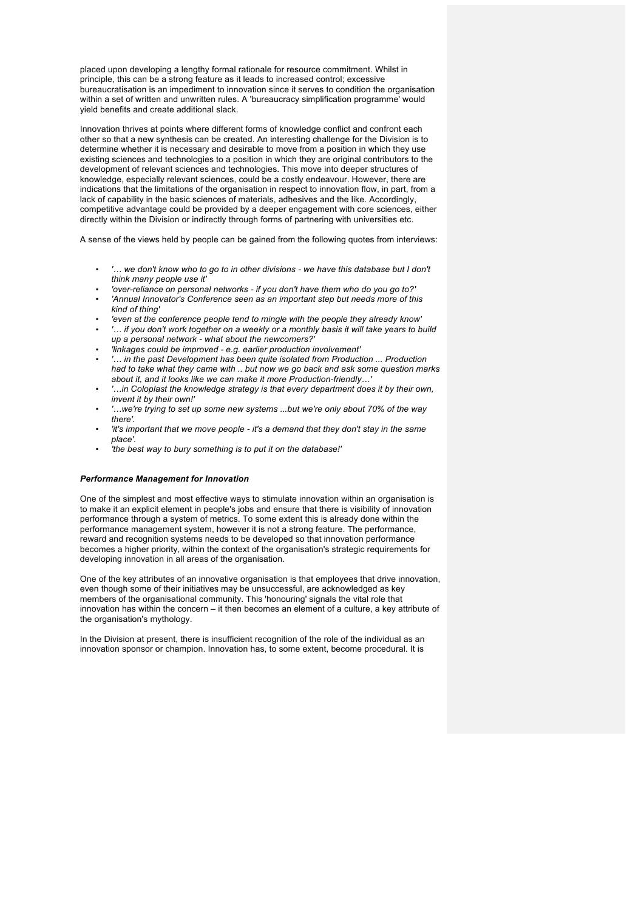placed upon developing a lengthy formal rationale for resource commitment. Whilst in principle, this can be a strong feature as it leads to increased control; excessive bureaucratisation is an impediment to innovation since it serves to condition the organisation within a set of written and unwritten rules. A 'bureaucracy simplification programme' would yield benefits and create additional slack.

Innovation thrives at points where different forms of knowledge conflict and confront each other so that a new synthesis can be created. An interesting challenge for the Division is to determine whether it is necessary and desirable to move from a position in which they use existing sciences and technologies to a position in which they are original contributors to the development of relevant sciences and technologies. This move into deeper structures of knowledge, especially relevant sciences, could be a costly endeavour. However, there are indications that the limitations of the organisation in respect to innovation flow, in part, from a lack of capability in the basic sciences of materials, adhesives and the like. Accordingly, competitive advantage could be provided by a deeper engagement with core sciences, either directly within the Division or indirectly through forms of partnering with universities etc.

A sense of the views held by people can be gained from the following quotes from interviews:

- *'… we don't know who to go to in other divisions - we have this database but I don't think many people use it'*
- *'over-reliance on personal networks - if you don't have them who do you go to?'*
- *'Annual Innovator's Conference seen as an important step but needs more of this kind of thing'*
- *'even at the conference people tend to mingle with the people they already know'*
- *'… if you don't work together on a weekly or a monthly basis it will take years to build up a personal network - what about the newcomers?'*
- *'linkages could be improved - e.g. earlier production involvement'*
- *'… in the past Development has been quite isolated from Production ... Production had to take what they came with .. but now we go back and ask some question marks about it, and it looks like we can make it more Production-friendly…'*
- *'…in Coloplast the knowledge strategy is that every department does it by their own, invent it by their own!'*
- *'…we're trying to set up some new systems ...but we're only about 70% of the way there'.*
- *'it's important that we move people - it's a demand that they don't stay in the same place'.*
- *'the best way to bury something is to put it on the database!'*

***Performance Management for Innovation***

One of the simplest and most effective ways to stimulate innovation within an organisation is to make it an explicit element in people's jobs and ensure that there is visibility of innovation performance through a system of metrics. To some extent this is already done within the performance management system, however it is not a strong feature. The performance, reward and recognition systems needs to be developed so that innovation performance becomes a higher priority, within the context of the organisation's strategic requirements for developing innovation in all areas of the organisation.

One of the key attributes of an innovative organisation is that employees that drive innovation, even though some of their initiatives may be unsuccessful, are acknowledged as key members of the organisational community. This 'honouring' signals the vital role that innovation has within the concern – it then becomes an element of a culture, a key attribute of the organisation's mythology.

In the Division at present, there is insufficient recognition of the role of the individual as an innovation sponsor or champion. Innovation has, to some extent, become procedural. It is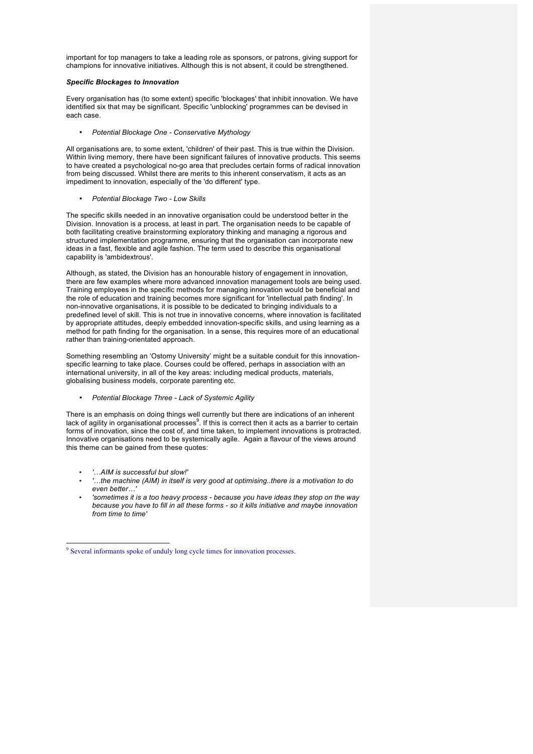important for top managers to take a leading role as sponsors, or patrons, giving support for champions for innovative initiatives. Although this is not absent, it could be strengthened.

***Specific Blockages to Innovation***

Every organisation has (to some extent) specific 'blockages' that inhibit innovation. We have identified six that may be significant. Specific 'unblocking' programmes can be devised in each case.

- *Potential Blockage One - Conservative Mythology*

All organisations are, to some extent, 'children' of their past. This is true within the Division. Within living memory, there have been significant failures of innovative products. This seems to have created a psychological no-go area that precludes certain forms of radical innovation from being discussed. Whilst there are merits to this inherent conservatism, it acts as an impediment to innovation, especially of the 'do different' type.

- *Potential Blockage Two - Low Skills*

The specific skills needed in an innovative organisation could be understood better in the Division. Innovation is a process, at least in part. The organisation needs to be capable of both facilitating creative brainstorming exploratory thinking and managing a rigorous and structured implementation programme, ensuring that the organisation can incorporate new ideas in a fast, flexible and agile fashion. The term used to describe this organisational capability is 'ambidextrous'.

Although, as stated, the Division has an honourable history of engagement in innovation, there are few examples where more advanced innovation management tools are being used. Training employees in the specific methods for managing innovation would be beneficial and the role of education and training becomes more significant for 'intellectual path finding'. In non-innovative organisations, it is possible to be dedicated to bringing individuals to a predefined level of skill. This is not true in innovative concerns, where innovation is facilitated by appropriate attitudes, deeply embedded innovation-specific skills, and using learning as a method for path finding for the organisation. In a sense, this requires more of an educational rather than training-orientated approach.

Something resembling an 'Ostomy University' might be a suitable conduit for this innovation-specific learning to take place. Courses could be offered, perhaps in association with an international university, in all of the key areas: including medical products, materials, globalising business models, corporate parenting etc.

- *Potential Blockage Three - Lack of Systemic Agility*

There is an emphasis on doing things well currently but there are indications of an inherent lack of agility in organisational processes[9]. If this is correct then it acts as a barrier to certain forms of innovation, since the cost of, and time taken, to implement innovations is protracted. Innovative organisations need to be systemically agile. Again a flavour of the views around this theme can be gained from these quotes:

- *'…AIM is successful but slow!'*
- *'…the machine (AIM) in itself is very good at optimising..there is a motivation to do even better…'*
- *'sometimes it is a too heavy process - because you have ideas they stop on the way because you have to fill in all these forms - so it kills initiative and maybe innovation from time to time'*

---

[9] Several informants spoke of unduly long cycle times for innovation processes.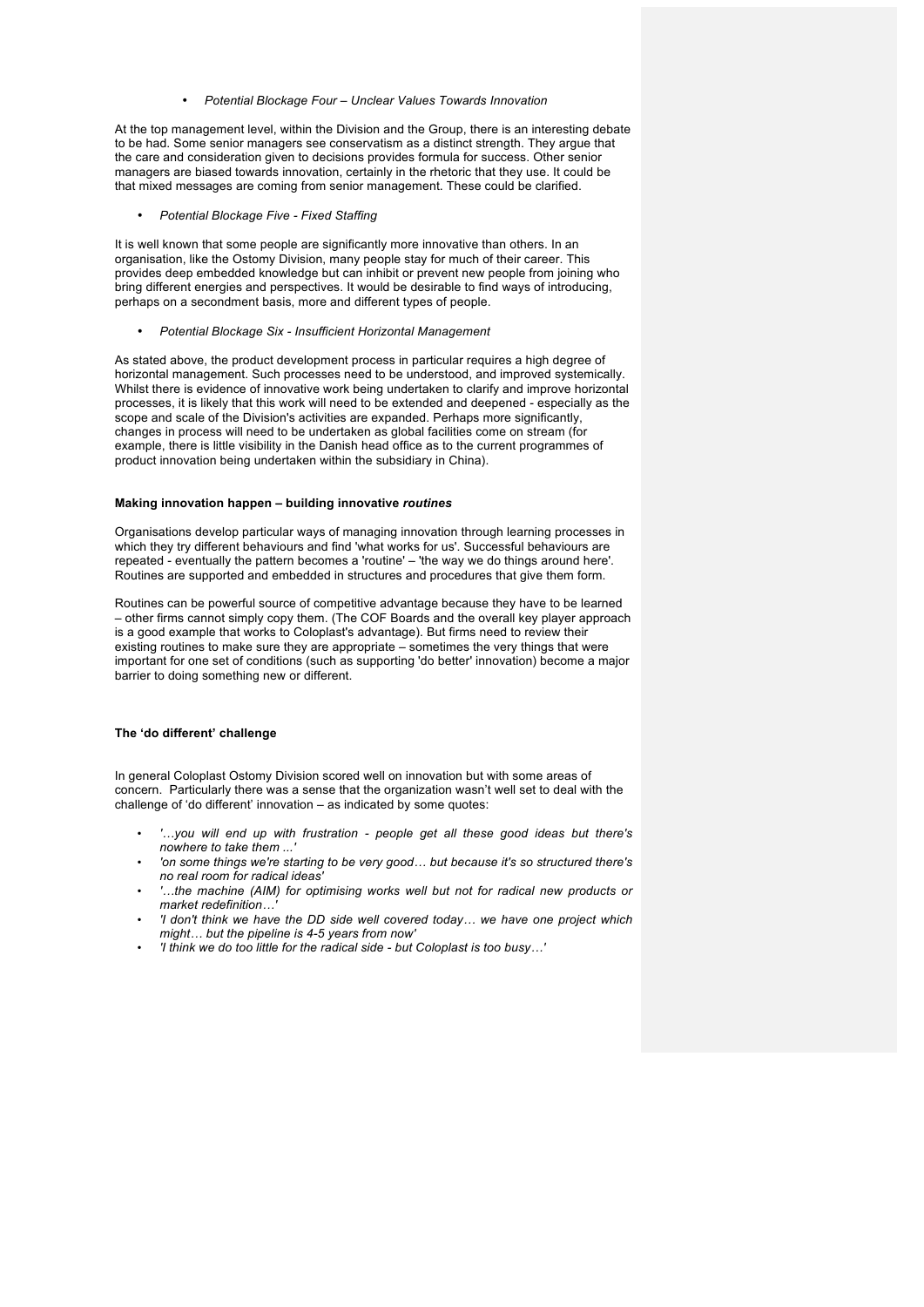- *Potential Blockage Four – Unclear Values Towards Innovation*

At the top management level, within the Division and the Group, there is an interesting debate to be had. Some senior managers see conservatism as a distinct strength. They argue that the care and consideration given to decisions provides formula for success. Other senior managers are biased towards innovation, certainly in the rhetoric that they use. It could be that mixed messages are coming from senior management. These could be clarified.

- *Potential Blockage Five - Fixed Staffing*

It is well known that some people are significantly more innovative than others. In an organisation, like the Ostomy Division, many people stay for much of their career. This provides deep embedded knowledge but can inhibit or prevent new people from joining who bring different energies and perspectives. It would be desirable to find ways of introducing, perhaps on a secondment basis, more and different types of people.

- *Potential Blockage Six - Insufficient Horizontal Management*

As stated above, the product development process in particular requires a high degree of horizontal management. Such processes need to be understood, and improved systemically. Whilst there is evidence of innovative work being undertaken to clarify and improve horizontal processes, it is likely that this work will need to be extended and deepened - especially as the scope and scale of the Division's activities are expanded. Perhaps more significantly, changes in process will need to be undertaken as global facilities come on stream (for example, there is little visibility in the Danish head office as to the current programmes of product innovation being undertaken within the subsidiary in China).

**Making innovation happen – building innovative *routines***

Organisations develop particular ways of managing innovation through learning processes in which they try different behaviours and find 'what works for us'. Successful behaviours are repeated - eventually the pattern becomes a 'routine' – 'the way we do things around here'. Routines are supported and embedded in structures and procedures that give them form.

Routines can be powerful source of competitive advantage because they have to be learned – other firms cannot simply copy them. (The COF Boards and the overall key player approach is a good example that works to Coloplast's advantage). But firms need to review their existing routines to make sure they are appropriate – sometimes the very things that were important for one set of conditions (such as supporting 'do better' innovation) become a major barrier to doing something new or different.

**The 'do different' challenge**

In general Coloplast Ostomy Division scored well on innovation but with some areas of concern. Particularly there was a sense that the organization wasn't well set to deal with the challenge of 'do different' innovation – as indicated by some quotes:

- *'…you will end up with frustration - people get all these good ideas but there's nowhere to take them ...'*
- *'on some things we're starting to be very good… but because it's so structured there's no real room for radical ideas'*
- *'…the machine (AIM) for optimising works well but not for radical new products or market redefinition…'*
- *'I don't think we have the DD side well covered today… we have one project which might… but the pipeline is 4-5 years from now'*
- *'I think we do too little for the radical side - but Coloplast is too busy…'*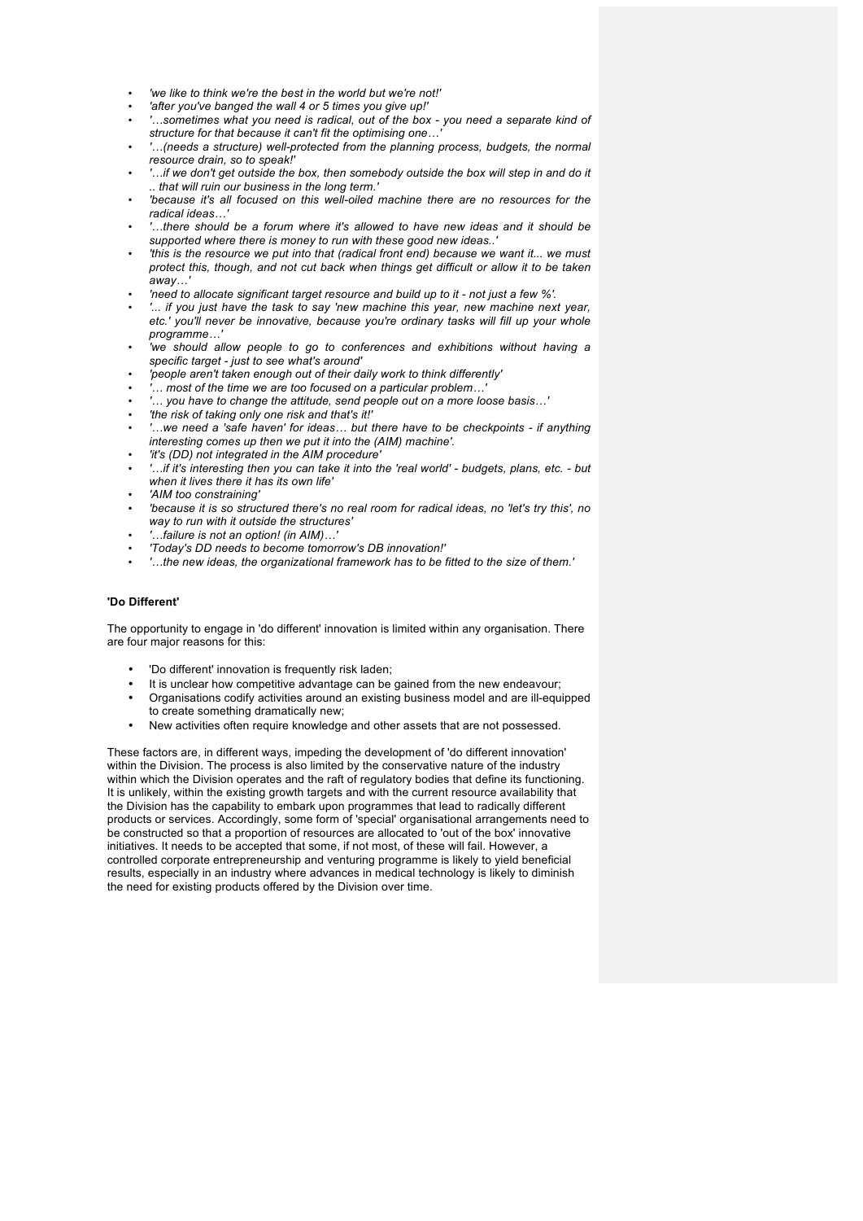- *'we like to think we're the best in the world but we're not!'*
- *'after you've banged the wall 4 or 5 times you give up!'*
- *'…sometimes what you need is radical, out of the box - you need a separate kind of structure for that because it can't fit the optimising one…'*
- *'…(needs a structure) well-protected from the planning process, budgets, the normal resource drain, so to speak!'*
- *'…if we don't get outside the box, then somebody outside the box will step in and do it .. that will ruin our business in the long term.'*
- *'because it's all focused on this well-oiled machine there are no resources for the radical ideas…'*
- *'…there should be a forum where it's allowed to have new ideas and it should be supported where there is money to run with these good new ideas..'*
- *'this is the resource we put into that (radical front end) because we want it... we must protect this, though, and not cut back when things get difficult or allow it to be taken away…'*
- *'need to allocate significant target resource and build up to it - not just a few %'.*
- *'... if you just have the task to say 'new machine this year, new machine next year, etc.' you'll never be innovative, because you're ordinary tasks will fill up your whole programme…'*
- *'we should allow people to go to conferences and exhibitions without having a specific target - just to see what's around'*
- *'people aren't taken enough out of their daily work to think differently'*
- *'… most of the time we are too focused on a particular problem…'*
- *'… you have to change the attitude, send people out on a more loose basis…'*
- *'the risk of taking only one risk and that's it!'*
- *'…we need a 'safe haven' for ideas… but there have to be checkpoints - if anything interesting comes up then we put it into the (AIM) machine'.*
- *'it's (DD) not integrated in the AIM procedure'*
- *'…if it's interesting then you can take it into the 'real world' - budgets, plans, etc. - but when it lives there it has its own life'*
- *'AIM too constraining'*
- *'because it is so structured there's no real room for radical ideas, no 'let's try this', no way to run with it outside the structures'*
- *'…failure is not an option! (in AIM)…'*
- *'Today's DD needs to become tomorrow's DB innovation!'*
- *'…the new ideas, the organizational framework has to be fitted to the size of them.'*

**'Do Different'**

The opportunity to engage in 'do different' innovation is limited within any organisation. There are four major reasons for this:

- 'Do different' innovation is frequently risk laden;
- It is unclear how competitive advantage can be gained from the new endeavour;
- Organisations codify activities around an existing business model and are ill-equipped to create something dramatically new;
- New activities often require knowledge and other assets that are not possessed.

These factors are, in different ways, impeding the development of 'do different innovation' within the Division. The process is also limited by the conservative nature of the industry within which the Division operates and the raft of regulatory bodies that define its functioning. It is unlikely, within the existing growth targets and with the current resource availability that the Division has the capability to embark upon programmes that lead to radically different products or services. Accordingly, some form of 'special' organisational arrangements need to be constructed so that a proportion of resources are allocated to 'out of the box' innovative initiatives. It needs to be accepted that some, if not most, of these will fail. However, a controlled corporate entrepreneurship and venturing programme is likely to yield beneficial results, especially in an industry where advances in medical technology is likely to diminish the need for existing products offered by the Division over time.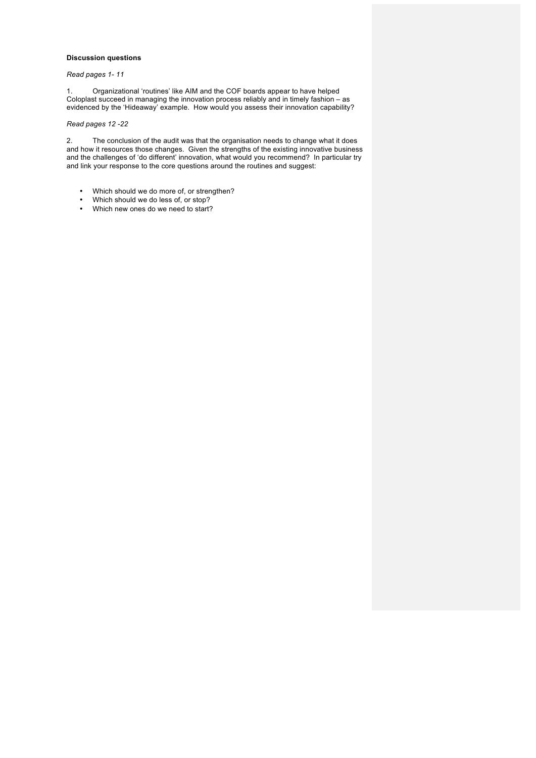**Discussion questions**

*Read pages 1- 11*

1. Organizational 'routines' like AIM and the COF boards appear to have helped Coloplast succeed in managing the innovation process reliably and in timely fashion – as evidenced by the 'Hideaway' example. How would you assess their innovation capability?

*Read pages 12 -22*

2. The conclusion of the audit was that the organisation needs to change what it does and how it resources those changes. Given the strengths of the existing innovative business and the challenges of 'do different' innovation, what would you recommend? In particular try and link your response to the core questions around the routines and suggest:

- Which should we do more of, or strengthen?
- Which should we do less of, or stop?
- Which new ones do we need to start?